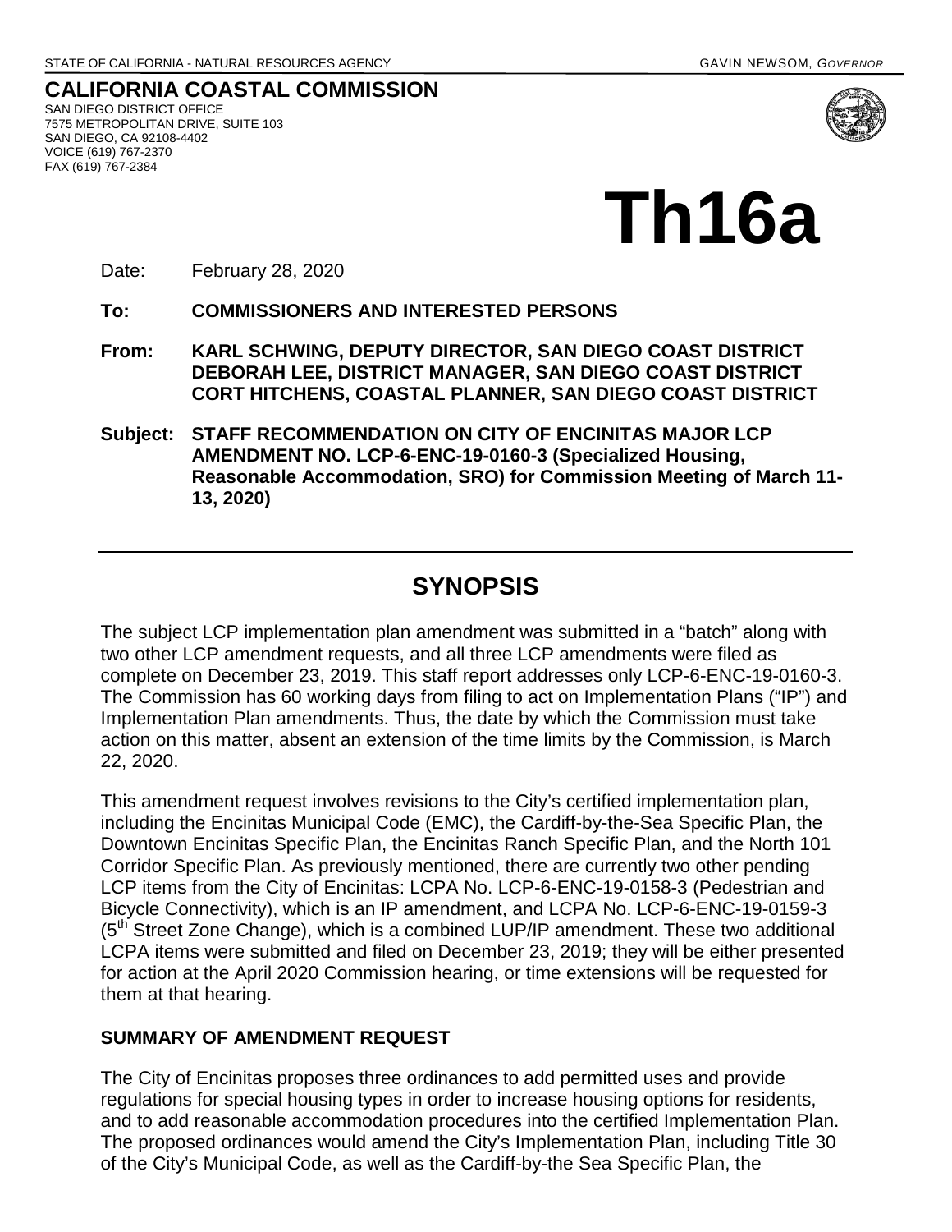STATE OF CALIFORNIA - NATURAL RESOURCES AGENCY GAVIN NEWSOM, *GOVERNOR*

**CALIFORNIA COASTAL COMMISSION**
SAN DIEGO DISTRICT OFFICE
7575 METROPOLITAN DRIVE, SUITE 103
SAN DIEGO, CA 92108-4402
VOICE (619) 767-2370
FAX (619) 767-2384

# Th16a

Date: February 28, 2020

**To: COMMISSIONERS AND INTERESTED PERSONS**

**From: KARL SCHWING, DEPUTY DIRECTOR, SAN DIEGO COAST DISTRICT**
**DEBORAH LEE, DISTRICT MANAGER, SAN DIEGO COAST DISTRICT**
**CORT HITCHENS, COASTAL PLANNER, SAN DIEGO COAST DISTRICT**

**Subject: STAFF RECOMMENDATION ON CITY OF ENCINITAS MAJOR LCP AMENDMENT NO. LCP-6-ENC-19-0160-3 (Specialized Housing, Reasonable Accommodation, SRO) for Commission Meeting of March 11-13, 2020)**

---

## SYNOPSIS

The subject LCP implementation plan amendment was submitted in a "batch" along with two other LCP amendment requests, and all three LCP amendments were filed as complete on December 23, 2019. This staff report addresses only LCP-6-ENC-19-0160-3. The Commission has 60 working days from filing to act on Implementation Plans ("IP") and Implementation Plan amendments. Thus, the date by which the Commission must take action on this matter, absent an extension of the time limits by the Commission, is March 22, 2020.

This amendment request involves revisions to the City's certified implementation plan, including the Encinitas Municipal Code (EMC), the Cardiff-by-the-Sea Specific Plan, the Downtown Encinitas Specific Plan, the Encinitas Ranch Specific Plan, and the North 101 Corridor Specific Plan. As previously mentioned, there are currently two other pending LCP items from the City of Encinitas: LCPA No. LCP-6-ENC-19-0158-3 (Pedestrian and Bicycle Connectivity), which is an IP amendment, and LCPA No. LCP-6-ENC-19-0159-3 (5th Street Zone Change), which is a combined LUP/IP amendment. These two additional LCPA items were submitted and filed on December 23, 2019; they will be either presented for action at the April 2020 Commission hearing, or time extensions will be requested for them at that hearing.

### SUMMARY OF AMENDMENT REQUEST

The City of Encinitas proposes three ordinances to add permitted uses and provide regulations for special housing types in order to increase housing options for residents, and to add reasonable accommodation procedures into the certified Implementation Plan. The proposed ordinances would amend the City's Implementation Plan, including Title 30 of the City's Municipal Code, as well as the Cardiff-by-the Sea Specific Plan, the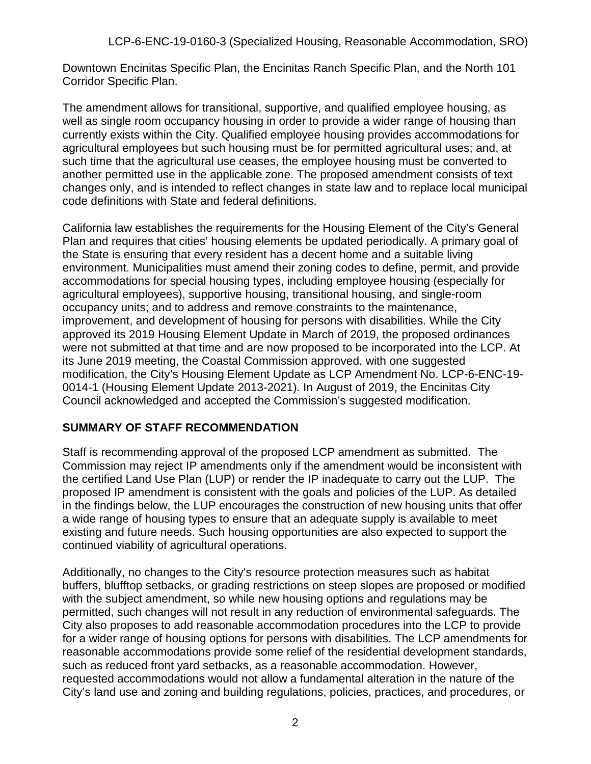Downtown Encinitas Specific Plan, the Encinitas Ranch Specific Plan, and the North 101 Corridor Specific Plan.

The amendment allows for transitional, supportive, and qualified employee housing, as well as single room occupancy housing in order to provide a wider range of housing than currently exists within the City. Qualified employee housing provides accommodations for agricultural employees but such housing must be for permitted agricultural uses; and, at such time that the agricultural use ceases, the employee housing must be converted to another permitted use in the applicable zone. The proposed amendment consists of text changes only, and is intended to reflect changes in state law and to replace local municipal code definitions with State and federal definitions.

California law establishes the requirements for the Housing Element of the City's General Plan and requires that cities' housing elements be updated periodically. A primary goal of the State is ensuring that every resident has a decent home and a suitable living environment. Municipalities must amend their zoning codes to define, permit, and provide accommodations for special housing types, including employee housing (especially for agricultural employees), supportive housing, transitional housing, and single-room occupancy units; and to address and remove constraints to the maintenance, improvement, and development of housing for persons with disabilities. While the City approved its 2019 Housing Element Update in March of 2019, the proposed ordinances were not submitted at that time and are now proposed to be incorporated into the LCP. At its June 2019 meeting, the Coastal Commission approved, with one suggested modification, the City's Housing Element Update as LCP Amendment No. LCP-6-ENC-19-0014-1 (Housing Element Update 2013-2021). In August of 2019, the Encinitas City Council acknowledged and accepted the Commission's suggested modification.

## SUMMARY OF STAFF RECOMMENDATION

Staff is recommending approval of the proposed LCP amendment as submitted. The Commission may reject IP amendments only if the amendment would be inconsistent with the certified Land Use Plan (LUP) or render the IP inadequate to carry out the LUP. The proposed IP amendment is consistent with the goals and policies of the LUP. As detailed in the findings below, the LUP encourages the construction of new housing units that offer a wide range of housing types to ensure that an adequate supply is available to meet existing and future needs. Such housing opportunities are also expected to support the continued viability of agricultural operations.

Additionally, no changes to the City's resource protection measures such as habitat buffers, blufftop setbacks, or grading restrictions on steep slopes are proposed or modified with the subject amendment, so while new housing options and regulations may be permitted, such changes will not result in any reduction of environmental safeguards. The City also proposes to add reasonable accommodation procedures into the LCP to provide for a wider range of housing options for persons with disabilities. The LCP amendments for reasonable accommodations provide some relief of the residential development standards, such as reduced front yard setbacks, as a reasonable accommodation. However, requested accommodations would not allow a fundamental alteration in the nature of the City's land use and zoning and building regulations, policies, practices, and procedures, or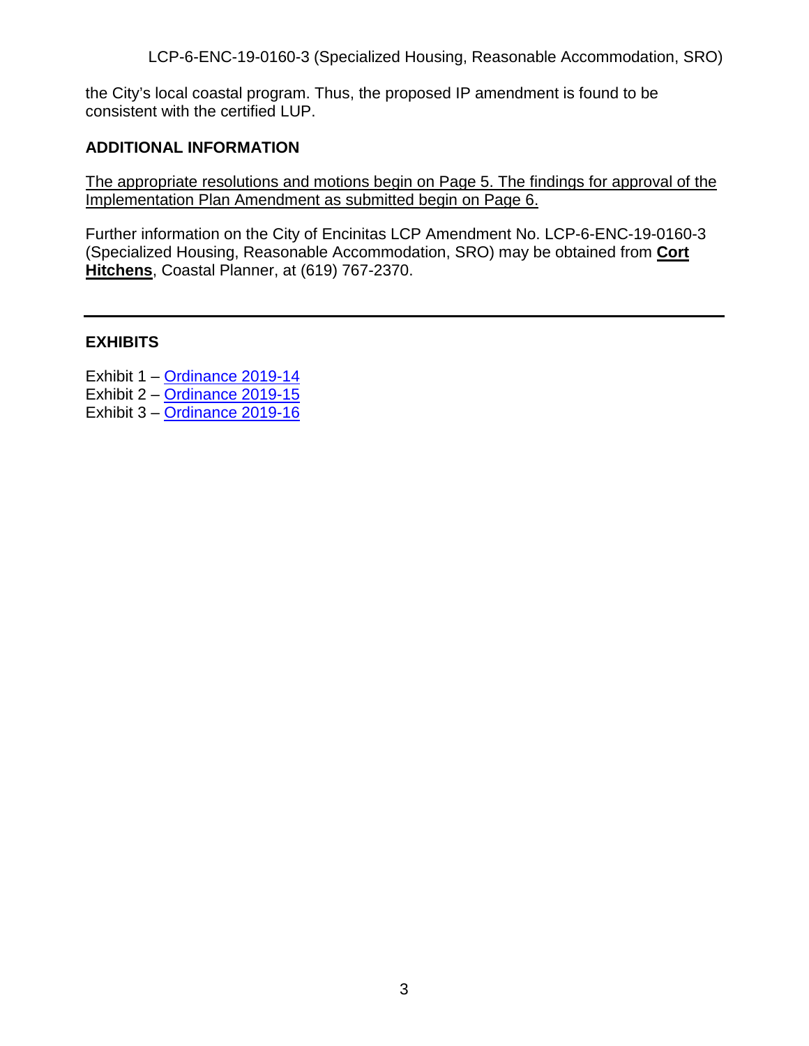the City's local coastal program. Thus, the proposed IP amendment is found to be consistent with the certified LUP.

## ADDITIONAL INFORMATION

The appropriate resolutions and motions begin on Page 5. The findings for approval of the Implementation Plan Amendment as submitted begin on Page 6.

Further information on the City of Encinitas LCP Amendment No. LCP-6-ENC-19-0160-3 (Specialized Housing, Reasonable Accommodation, SRO) may be obtained from **Cort Hitchens**, Coastal Planner, at (619) 767-2370.

---

## EXHIBITS

Exhibit 1 – Ordinance 2019-14
Exhibit 2 – Ordinance 2019-15
Exhibit 3 – Ordinance 2019-16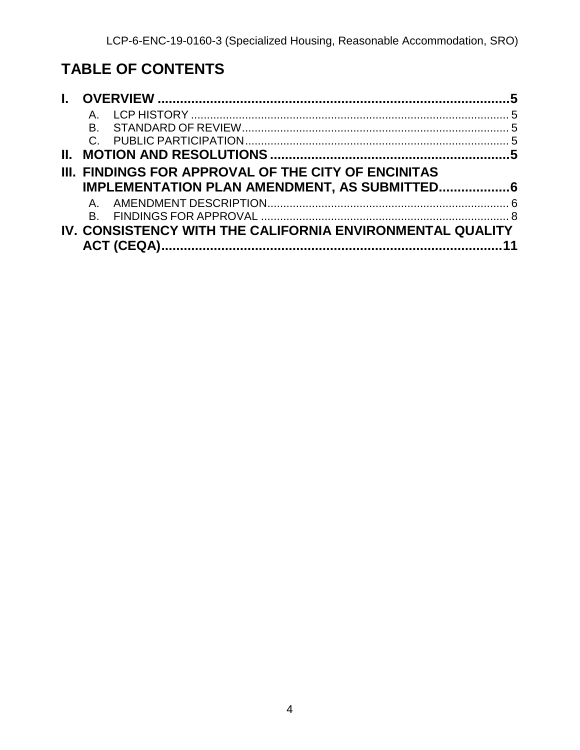# TABLE OF CONTENTS

**I. OVERVIEW ........................................................................................5**

- A. LCP HISTORY ........................................................................................ 5
- B. STANDARD OF REVIEW........................................................................ 5
- C. PUBLIC PARTICIPATION....................................................................... 5

**II. MOTION AND RESOLUTIONS ...............................................................5**

**III. FINDINGS FOR APPROVAL OF THE CITY OF ENCINITAS IMPLEMENTATION PLAN AMENDMENT, AS SUBMITTED...................6**

- A. AMENDMENT DESCRIPTION................................................................ 6
- B. FINDINGS FOR APPROVAL .................................................................. 8

**IV. CONSISTENCY WITH THE CALIFORNIA ENVIRONMENTAL QUALITY ACT (CEQA)..........................................................................................11**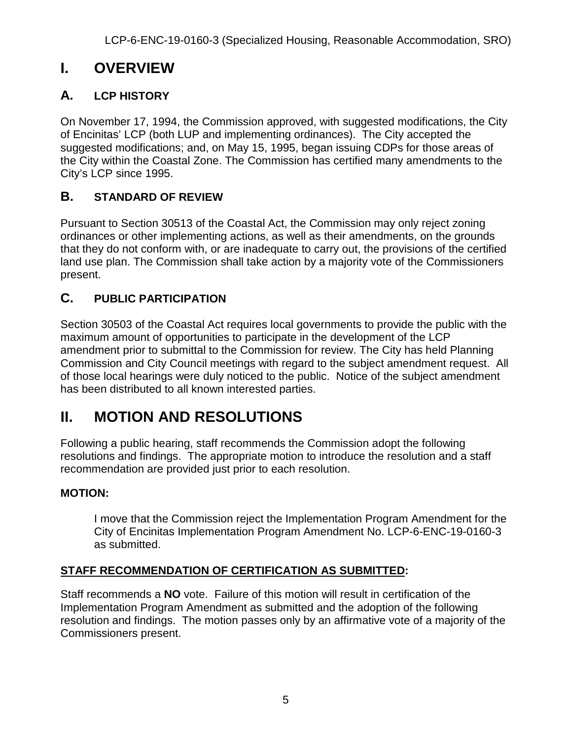# I. OVERVIEW

## A. LCP HISTORY

On November 17, 1994, the Commission approved, with suggested modifications, the City of Encinitas' LCP (both LUP and implementing ordinances). The City accepted the suggested modifications; and, on May 15, 1995, began issuing CDPs for those areas of the City within the Coastal Zone. The Commission has certified many amendments to the City's LCP since 1995.

## B. STANDARD OF REVIEW

Pursuant to Section 30513 of the Coastal Act, the Commission may only reject zoning ordinances or other implementing actions, as well as their amendments, on the grounds that they do not conform with, or are inadequate to carry out, the provisions of the certified land use plan. The Commission shall take action by a majority vote of the Commissioners present.

## C. PUBLIC PARTICIPATION

Section 30503 of the Coastal Act requires local governments to provide the public with the maximum amount of opportunities to participate in the development of the LCP amendment prior to submittal to the Commission for review. The City has held Planning Commission and City Council meetings with regard to the subject amendment request. All of those local hearings were duly noticed to the public. Notice of the subject amendment has been distributed to all known interested parties.

# II. MOTION AND RESOLUTIONS

Following a public hearing, staff recommends the Commission adopt the following resolutions and findings. The appropriate motion to introduce the resolution and a staff recommendation are provided just prior to each resolution.

**MOTION:**

> I move that the Commission reject the Implementation Program Amendment for the City of Encinitas Implementation Program Amendment No. LCP-6-ENC-19-0160-3 as submitted.

**STAFF RECOMMENDATION OF CERTIFICATION AS SUBMITTED:**

Staff recommends a **NO** vote. Failure of this motion will result in certification of the Implementation Program Amendment as submitted and the adoption of the following resolution and findings. The motion passes only by an affirmative vote of a majority of the Commissioners present.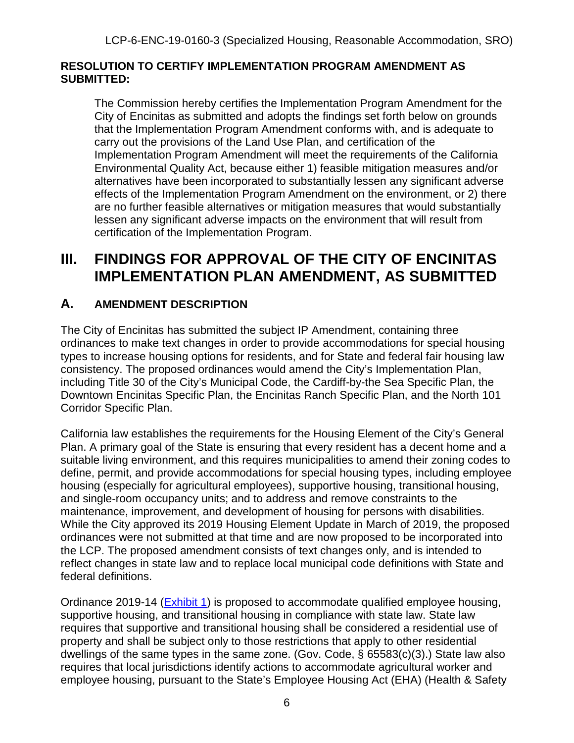**RESOLUTION TO CERTIFY IMPLEMENTATION PROGRAM AMENDMENT AS SUBMITTED:**

> The Commission hereby certifies the Implementation Program Amendment for the City of Encinitas as submitted and adopts the findings set forth below on grounds that the Implementation Program Amendment conforms with, and is adequate to carry out the provisions of the Land Use Plan, and certification of the Implementation Program Amendment will meet the requirements of the California Environmental Quality Act, because either 1) feasible mitigation measures and/or alternatives have been incorporated to substantially lessen any significant adverse effects of the Implementation Program Amendment on the environment, or 2) there are no further feasible alternatives or mitigation measures that would substantially lessen any significant adverse impacts on the environment that will result from certification of the Implementation Program.

# III. FINDINGS FOR APPROVAL OF THE CITY OF ENCINITAS IMPLEMENTATION PLAN AMENDMENT, AS SUBMITTED

## A. AMENDMENT DESCRIPTION

The City of Encinitas has submitted the subject IP Amendment, containing three ordinances to make text changes in order to provide accommodations for special housing types to increase housing options for residents, and for State and federal fair housing law consistency. The proposed ordinances would amend the City's Implementation Plan, including Title 30 of the City's Municipal Code, the Cardiff-by-the Sea Specific Plan, the Downtown Encinitas Specific Plan, the Encinitas Ranch Specific Plan, and the North 101 Corridor Specific Plan.

California law establishes the requirements for the Housing Element of the City's General Plan. A primary goal of the State is ensuring that every resident has a decent home and a suitable living environment, and this requires municipalities to amend their zoning codes to define, permit, and provide accommodations for special housing types, including employee housing (especially for agricultural employees), supportive housing, transitional housing, and single-room occupancy units; and to address and remove constraints to the maintenance, improvement, and development of housing for persons with disabilities. While the City approved its 2019 Housing Element Update in March of 2019, the proposed ordinances were not submitted at that time and are now proposed to be incorporated into the LCP. The proposed amendment consists of text changes only, and is intended to reflect changes in state law and to replace local municipal code definitions with State and federal definitions.

Ordinance 2019-14 (Exhibit 1) is proposed to accommodate qualified employee housing, supportive housing, and transitional housing in compliance with state law. State law requires that supportive and transitional housing shall be considered a residential use of property and shall be subject only to those restrictions that apply to other residential dwellings of the same types in the same zone. (Gov. Code, § 65583(c)(3).) State law also requires that local jurisdictions identify actions to accommodate agricultural worker and employee housing, pursuant to the State's Employee Housing Act (EHA) (Health & Safety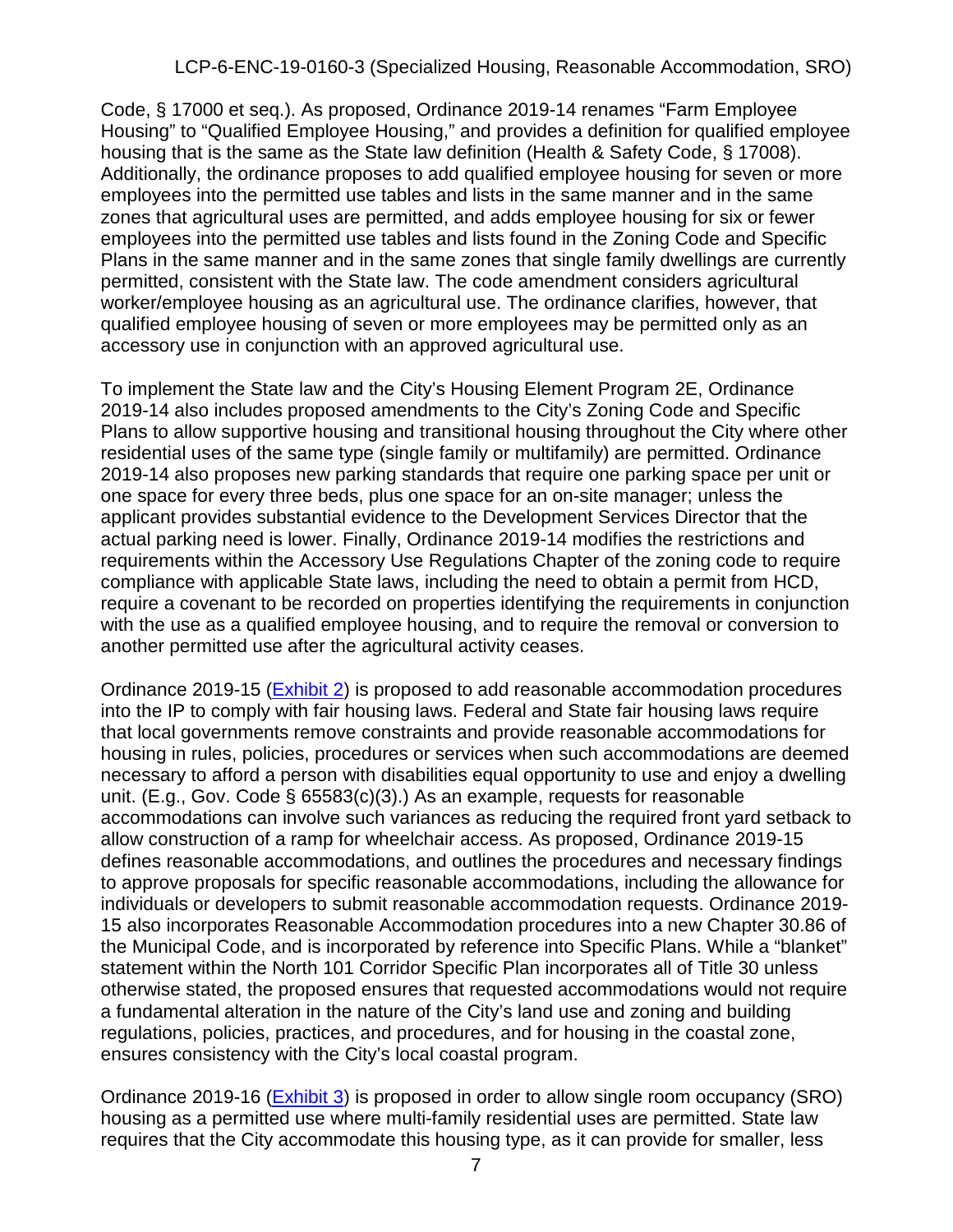Code, § 17000 et seq.). As proposed, Ordinance 2019-14 renames "Farm Employee Housing" to "Qualified Employee Housing," and provides a definition for qualified employee housing that is the same as the State law definition (Health & Safety Code, § 17008). Additionally, the ordinance proposes to add qualified employee housing for seven or more employees into the permitted use tables and lists in the same manner and in the same zones that agricultural uses are permitted, and adds employee housing for six or fewer employees into the permitted use tables and lists found in the Zoning Code and Specific Plans in the same manner and in the same zones that single family dwellings are currently permitted, consistent with the State law. The code amendment considers agricultural worker/employee housing as an agricultural use. The ordinance clarifies, however, that qualified employee housing of seven or more employees may be permitted only as an accessory use in conjunction with an approved agricultural use.

To implement the State law and the City's Housing Element Program 2E, Ordinance 2019-14 also includes proposed amendments to the City's Zoning Code and Specific Plans to allow supportive housing and transitional housing throughout the City where other residential uses of the same type (single family or multifamily) are permitted. Ordinance 2019-14 also proposes new parking standards that require one parking space per unit or one space for every three beds, plus one space for an on-site manager; unless the applicant provides substantial evidence to the Development Services Director that the actual parking need is lower. Finally, Ordinance 2019-14 modifies the restrictions and requirements within the Accessory Use Regulations Chapter of the zoning code to require compliance with applicable State laws, including the need to obtain a permit from HCD, require a covenant to be recorded on properties identifying the requirements in conjunction with the use as a qualified employee housing, and to require the removal or conversion to another permitted use after the agricultural activity ceases.

Ordinance 2019-15 (Exhibit 2) is proposed to add reasonable accommodation procedures into the IP to comply with fair housing laws. Federal and State fair housing laws require that local governments remove constraints and provide reasonable accommodations for housing in rules, policies, procedures or services when such accommodations are deemed necessary to afford a person with disabilities equal opportunity to use and enjoy a dwelling unit. (E.g., Gov. Code § 65583(c)(3).) As an example, requests for reasonable accommodations can involve such variances as reducing the required front yard setback to allow construction of a ramp for wheelchair access. As proposed, Ordinance 2019-15 defines reasonable accommodations, and outlines the procedures and necessary findings to approve proposals for specific reasonable accommodations, including the allowance for individuals or developers to submit reasonable accommodation requests. Ordinance 2019-15 also incorporates Reasonable Accommodation procedures into a new Chapter 30.86 of the Municipal Code, and is incorporated by reference into Specific Plans. While a "blanket" statement within the North 101 Corridor Specific Plan incorporates all of Title 30 unless otherwise stated, the proposed ensures that requested accommodations would not require a fundamental alteration in the nature of the City's land use and zoning and building regulations, policies, practices, and procedures, and for housing in the coastal zone, ensures consistency with the City's local coastal program.

Ordinance 2019-16 (Exhibit 3) is proposed in order to allow single room occupancy (SRO) housing as a permitted use where multi-family residential uses are permitted. State law requires that the City accommodate this housing type, as it can provide for smaller, less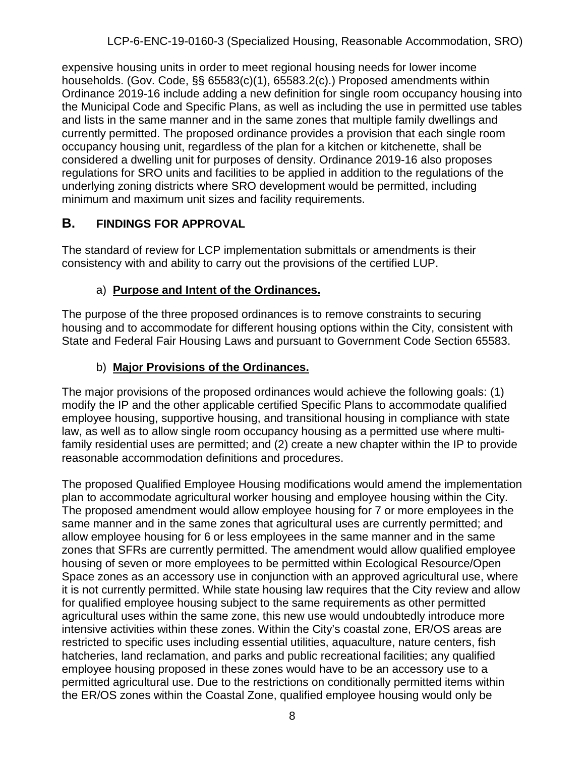expensive housing units in order to meet regional housing needs for lower income households. (Gov. Code, §§ 65583(c)(1), 65583.2(c).) Proposed amendments within Ordinance 2019-16 include adding a new definition for single room occupancy housing into the Municipal Code and Specific Plans, as well as including the use in permitted use tables and lists in the same manner and in the same zones that multiple family dwellings and currently permitted. The proposed ordinance provides a provision that each single room occupancy housing unit, regardless of the plan for a kitchen or kitchenette, shall be considered a dwelling unit for purposes of density. Ordinance 2019-16 also proposes regulations for SRO units and facilities to be applied in addition to the regulations of the underlying zoning districts where SRO development would be permitted, including minimum and maximum unit sizes and facility requirements.

## B. FINDINGS FOR APPROVAL

The standard of review for LCP implementation submittals or amendments is their consistency with and ability to carry out the provisions of the certified LUP.

### a) **Purpose and Intent of the Ordinances.**

The purpose of the three proposed ordinances is to remove constraints to securing housing and to accommodate for different housing options within the City, consistent with State and Federal Fair Housing Laws and pursuant to Government Code Section 65583.

### b) **Major Provisions of the Ordinances.**

The major provisions of the proposed ordinances would achieve the following goals: (1) modify the IP and the other applicable certified Specific Plans to accommodate qualified employee housing, supportive housing, and transitional housing in compliance with state law, as well as to allow single room occupancy housing as a permitted use where multi-family residential uses are permitted; and (2) create a new chapter within the IP to provide reasonable accommodation definitions and procedures.

The proposed Qualified Employee Housing modifications would amend the implementation plan to accommodate agricultural worker housing and employee housing within the City. The proposed amendment would allow employee housing for 7 or more employees in the same manner and in the same zones that agricultural uses are currently permitted; and allow employee housing for 6 or less employees in the same manner and in the same zones that SFRs are currently permitted. The amendment would allow qualified employee housing of seven or more employees to be permitted within Ecological Resource/Open Space zones as an accessory use in conjunction with an approved agricultural use, where it is not currently permitted. While state housing law requires that the City review and allow for qualified employee housing subject to the same requirements as other permitted agricultural uses within the same zone, this new use would undoubtedly introduce more intensive activities within these zones. Within the City's coastal zone, ER/OS areas are restricted to specific uses including essential utilities, aquaculture, nature centers, fish hatcheries, land reclamation, and parks and public recreational facilities; any qualified employee housing proposed in these zones would have to be an accessory use to a permitted agricultural use. Due to the restrictions on conditionally permitted items within the ER/OS zones within the Coastal Zone, qualified employee housing would only be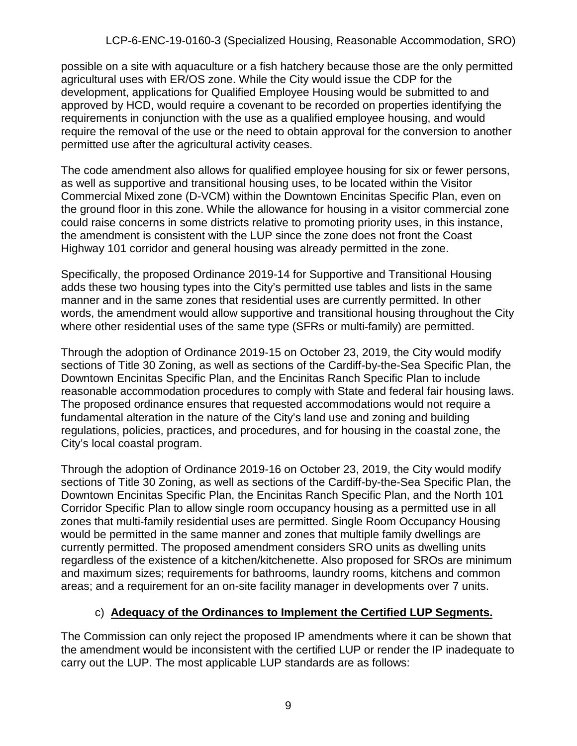possible on a site with aquaculture or a fish hatchery because those are the only permitted agricultural uses with ER/OS zone. While the City would issue the CDP for the development, applications for Qualified Employee Housing would be submitted to and approved by HCD, would require a covenant to be recorded on properties identifying the requirements in conjunction with the use as a qualified employee housing, and would require the removal of the use or the need to obtain approval for the conversion to another permitted use after the agricultural activity ceases.

The code amendment also allows for qualified employee housing for six or fewer persons, as well as supportive and transitional housing uses, to be located within the Visitor Commercial Mixed zone (D-VCM) within the Downtown Encinitas Specific Plan, even on the ground floor in this zone. While the allowance for housing in a visitor commercial zone could raise concerns in some districts relative to promoting priority uses, in this instance, the amendment is consistent with the LUP since the zone does not front the Coast Highway 101 corridor and general housing was already permitted in the zone.

Specifically, the proposed Ordinance 2019-14 for Supportive and Transitional Housing adds these two housing types into the City's permitted use tables and lists in the same manner and in the same zones that residential uses are currently permitted. In other words, the amendment would allow supportive and transitional housing throughout the City where other residential uses of the same type (SFRs or multi-family) are permitted.

Through the adoption of Ordinance 2019-15 on October 23, 2019, the City would modify sections of Title 30 Zoning, as well as sections of the Cardiff-by-the-Sea Specific Plan, the Downtown Encinitas Specific Plan, and the Encinitas Ranch Specific Plan to include reasonable accommodation procedures to comply with State and federal fair housing laws. The proposed ordinance ensures that requested accommodations would not require a fundamental alteration in the nature of the City's land use and zoning and building regulations, policies, practices, and procedures, and for housing in the coastal zone, the City's local coastal program.

Through the adoption of Ordinance 2019-16 on October 23, 2019, the City would modify sections of Title 30 Zoning, as well as sections of the Cardiff-by-the-Sea Specific Plan, the Downtown Encinitas Specific Plan, the Encinitas Ranch Specific Plan, and the North 101 Corridor Specific Plan to allow single room occupancy housing as a permitted use in all zones that multi-family residential uses are permitted. Single Room Occupancy Housing would be permitted in the same manner and zones that multiple family dwellings are currently permitted. The proposed amendment considers SRO units as dwelling units regardless of the existence of a kitchen/kitchenette. Also proposed for SROs are minimum and maximum sizes; requirements for bathrooms, laundry rooms, kitchens and common areas; and a requirement for an on-site facility manager in developments over 7 units.

c) **Adequacy of the Ordinances to Implement the Certified LUP Segments.**

The Commission can only reject the proposed IP amendments where it can be shown that the amendment would be inconsistent with the certified LUP or render the IP inadequate to carry out the LUP. The most applicable LUP standards are as follows: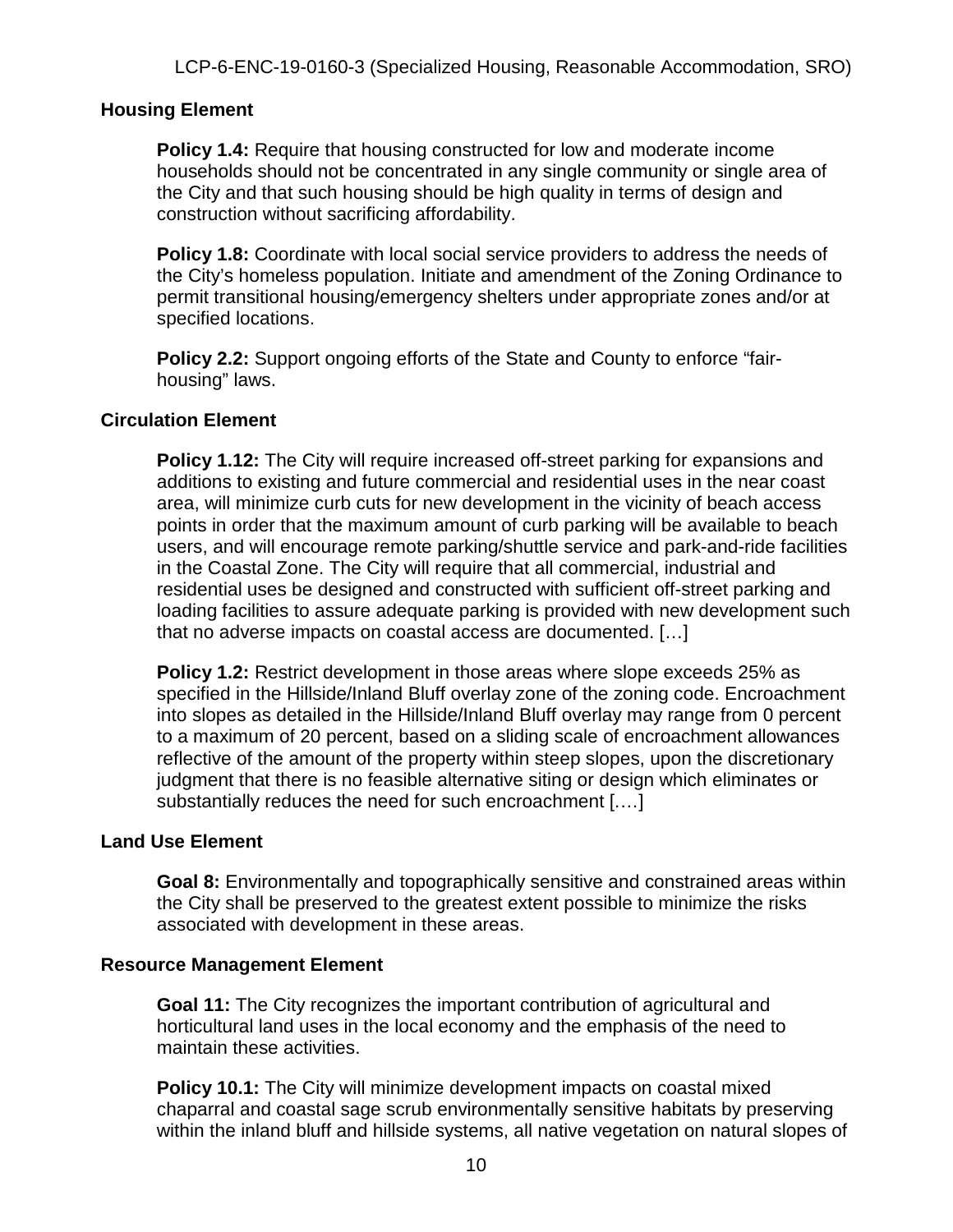### Housing Element

**Policy 1.4:** Require that housing constructed for low and moderate income households should not be concentrated in any single community or single area of the City and that such housing should be high quality in terms of design and construction without sacrificing affordability.

**Policy 1.8:** Coordinate with local social service providers to address the needs of the City's homeless population. Initiate and amendment of the Zoning Ordinance to permit transitional housing/emergency shelters under appropriate zones and/or at specified locations.

**Policy 2.2:** Support ongoing efforts of the State and County to enforce "fair-housing" laws.

### Circulation Element

**Policy 1.12:** The City will require increased off-street parking for expansions and additions to existing and future commercial and residential uses in the near coast area, will minimize curb cuts for new development in the vicinity of beach access points in order that the maximum amount of curb parking will be available to beach users, and will encourage remote parking/shuttle service and park-and-ride facilities in the Coastal Zone. The City will require that all commercial, industrial and residential uses be designed and constructed with sufficient off-street parking and loading facilities to assure adequate parking is provided with new development such that no adverse impacts on coastal access are documented. […]

**Policy 1.2:** Restrict development in those areas where slope exceeds 25% as specified in the Hillside/Inland Bluff overlay zone of the zoning code. Encroachment into slopes as detailed in the Hillside/Inland Bluff overlay may range from 0 percent to a maximum of 20 percent, based on a sliding scale of encroachment allowances reflective of the amount of the property within steep slopes, upon the discretionary judgment that there is no feasible alternative siting or design which eliminates or substantially reduces the need for such encroachment [.…]

### Land Use Element

**Goal 8:** Environmentally and topographically sensitive and constrained areas within the City shall be preserved to the greatest extent possible to minimize the risks associated with development in these areas.

### Resource Management Element

**Goal 11:** The City recognizes the important contribution of agricultural and horticultural land uses in the local economy and the emphasis of the need to maintain these activities.

**Policy 10.1:** The City will minimize development impacts on coastal mixed chaparral and coastal sage scrub environmentally sensitive habitats by preserving within the inland bluff and hillside systems, all native vegetation on natural slopes of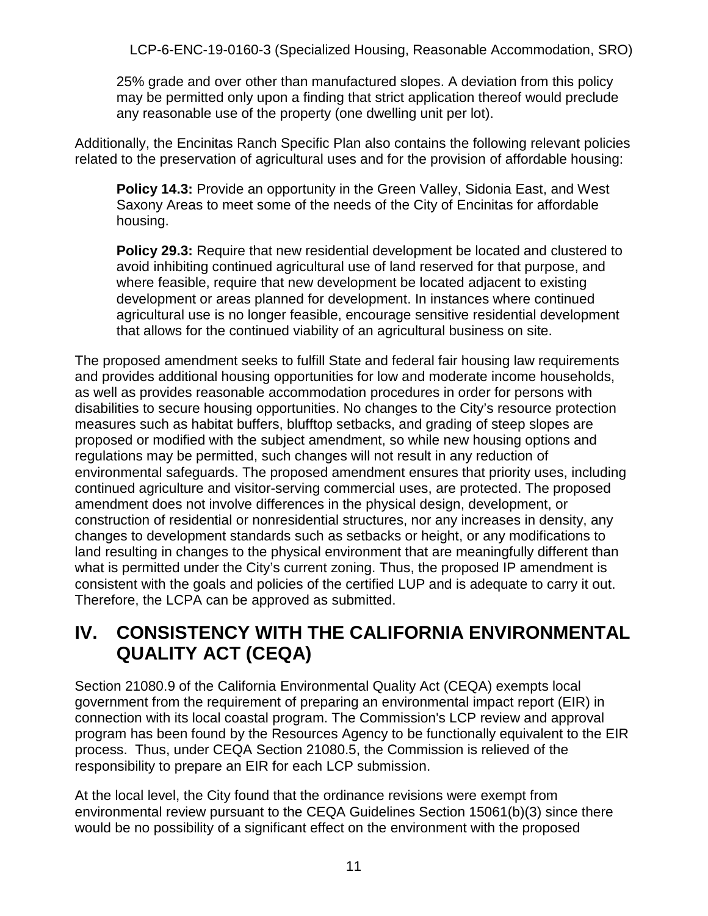25% grade and over other than manufactured slopes. A deviation from this policy may be permitted only upon a finding that strict application thereof would preclude any reasonable use of the property (one dwelling unit per lot).

Additionally, the Encinitas Ranch Specific Plan also contains the following relevant policies related to the preservation of agricultural uses and for the provision of affordable housing:

> **Policy 14.3:** Provide an opportunity in the Green Valley, Sidonia East, and West Saxony Areas to meet some of the needs of the City of Encinitas for affordable housing.
>
> **Policy 29.3:** Require that new residential development be located and clustered to avoid inhibiting continued agricultural use of land reserved for that purpose, and where feasible, require that new development be located adjacent to existing development or areas planned for development. In instances where continued agricultural use is no longer feasible, encourage sensitive residential development that allows for the continued viability of an agricultural business on site.

The proposed amendment seeks to fulfill State and federal fair housing law requirements and provides additional housing opportunities for low and moderate income households, as well as provides reasonable accommodation procedures in order for persons with disabilities to secure housing opportunities. No changes to the City's resource protection measures such as habitat buffers, blufftop setbacks, and grading of steep slopes are proposed or modified with the subject amendment, so while new housing options and regulations may be permitted, such changes will not result in any reduction of environmental safeguards. The proposed amendment ensures that priority uses, including continued agriculture and visitor-serving commercial uses, are protected. The proposed amendment does not involve differences in the physical design, development, or construction of residential or nonresidential structures, nor any increases in density, any changes to development standards such as setbacks or height, or any modifications to land resulting in changes to the physical environment that are meaningfully different than what is permitted under the City's current zoning. Thus, the proposed IP amendment is consistent with the goals and policies of the certified LUP and is adequate to carry it out. Therefore, the LCPA can be approved as submitted.

# IV. CONSISTENCY WITH THE CALIFORNIA ENVIRONMENTAL QUALITY ACT (CEQA)

Section 21080.9 of the California Environmental Quality Act (CEQA) exempts local government from the requirement of preparing an environmental impact report (EIR) in connection with its local coastal program. The Commission's LCP review and approval program has been found by the Resources Agency to be functionally equivalent to the EIR process. Thus, under CEQA Section 21080.5, the Commission is relieved of the responsibility to prepare an EIR for each LCP submission.

At the local level, the City found that the ordinance revisions were exempt from environmental review pursuant to the CEQA Guidelines Section 15061(b)(3) since there would be no possibility of a significant effect on the environment with the proposed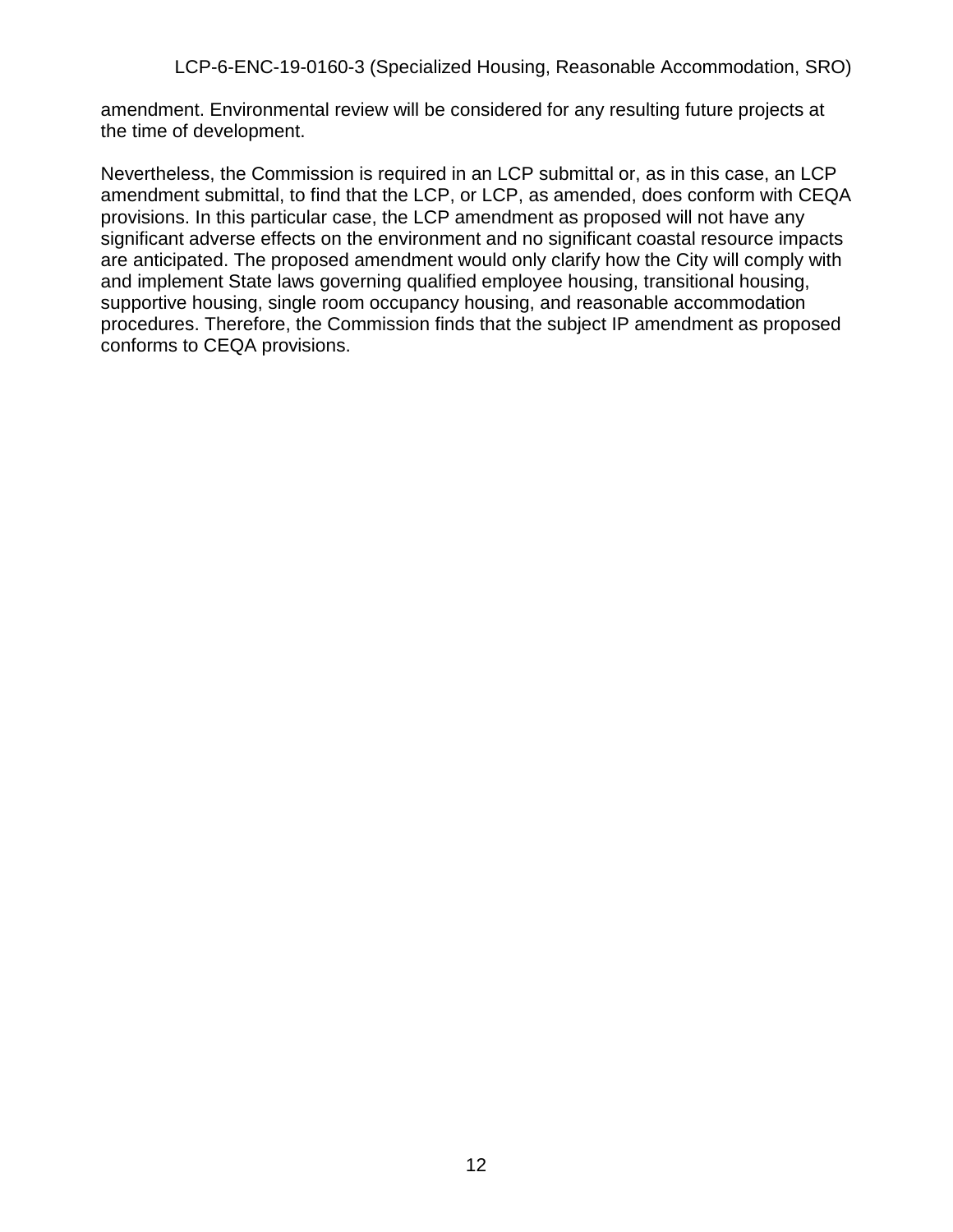amendment. Environmental review will be considered for any resulting future projects at the time of development.

Nevertheless, the Commission is required in an LCP submittal or, as in this case, an LCP amendment submittal, to find that the LCP, or LCP, as amended, does conform with CEQA provisions. In this particular case, the LCP amendment as proposed will not have any significant adverse effects on the environment and no significant coastal resource impacts are anticipated. The proposed amendment would only clarify how the City will comply with and implement State laws governing qualified employee housing, transitional housing, supportive housing, single room occupancy housing, and reasonable accommodation procedures. Therefore, the Commission finds that the subject IP amendment as proposed conforms to CEQA provisions.